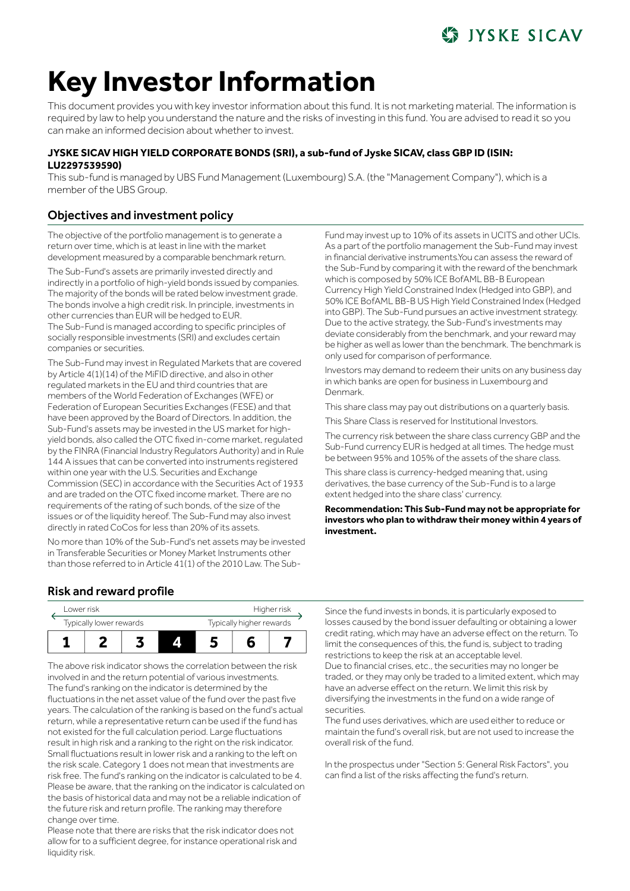# Key Investor Information

This document provides you with key investor information about this fund. It is not marketing material. The information is required by law to help you understand the nature and the risks of investing in this fund. You are advised to read it so you can make an informed decision about whether to invest.

**JYSKE SICAV HIGH YIELD CORPORATE BONDS (SRI), a sub-fund of Jyske SICAV, class GBP ID (ISIN: LU2297539590)**

This sub-fund is managed by UBS Fund Management (Luxembourg) S.A. (the "Management Company"), which is a member of the UBS Group.

## Objectives and investment policy

The objective of the portfolio management is to generate a return over time, which is at least in line with the market development measured by a comparable benchmark return.

The Sub-Fund's assets are primarily invested directly and indirectly in a portfolio of high-yield bonds issued by companies. The majority of the bonds will be rated below investment grade. The bonds involve a high credit risk. In principle, investments in other currencies than EUR will be hedged to EUR.
The Sub-Fund is managed according to specific principles of socially responsible investments (SRI) and excludes certain companies or securities.

The Sub-Fund may invest in Regulated Markets that are covered by Article 4(1)(14) of the MiFID directive, and also in other regulated markets in the EU and third countries that are members of the World Federation of Exchanges (WFE) or Federation of European Securities Exchanges (FESE) and that have been approved by the Board of Directors. In addition, the Sub-Fund's assets may be invested in the US market for high-yield bonds, also called the OTC fixed in-come market, regulated by the FINRA (Financial Industry Regulators Authority) and in Rule 144 A issues that can be converted into instruments registered within one year with the U.S. Securities and Exchange Commission (SEC) in accordance with the Securities Act of 1933 and are traded on the OTC fixed income market. There are no requirements of the rating of such bonds, of the size of the issues or of the liquidity hereof. The Sub-Fund may also invest directly in rated CoCos for less than 20% of its assets.

No more than 10% of the Sub-Fund's net assets may be invested in Transferable Securities or Money Market Instruments other than those referred to in Article 41(1) of the 2010 Law. The Sub-Fund may invest up to 10% of its assets in UCITS and other UCIs. As a part of the portfolio management the Sub-Fund may invest in financial derivative instruments.You can assess the reward of the Sub-Fund by comparing it with the reward of the benchmark which is composed by 50% ICE BofAML BB-B European Currency High Yield Constrained Index (Hedged into GBP), and 50% ICE BofAML BB-B US High Yield Constrained Index (Hedged into GBP). The Sub-Fund pursues an active investment strategy. Due to the active strategy, the Sub-Fund's investments may deviate considerably from the benchmark, and your reward may be higher as well as lower than the benchmark. The benchmark is only used for comparison of performance.

Investors may demand to redeem their units on any business day in which banks are open for business in Luxembourg and Denmark.

This share class may pay out distributions on a quarterly basis.

This Share Class is reserved for Institutional Investors.

The currency risk between the share class currency GBP and the Sub-Fund currency EUR is hedged at all times. The hedge must be between 95% and 105% of the assets of the share class.

This share class is currency-hedged meaning that, using derivatives, the base currency of the Sub-Fund is to a large extent hedged into the share class' currency.

**Recommendation: This Sub-Fund may not be appropriate for investors who plan to withdraw their money within 4 years of investment.**

## Risk and reward profile

| Lower risk | | | | | | Higher risk |
|---|---|---|---|---|---|---|
| Typically lower rewards | | | | | | Typically higher rewards |
| 1 | 2 | 3 | **4** | 5 | 6 | 7 |

The above risk indicator shows the correlation between the risk involved in and the return potential of various investments. The fund's ranking on the indicator is determined by the fluctuations in the net asset value of the fund over the past five years. The calculation of the ranking is based on the fund's actual return, while a representative return can be used if the fund has not existed for the full calculation period. Large fluctuations result in high risk and a ranking to the right on the risk indicator. Small fluctuations result in lower risk and a ranking to the left on the risk scale. Category 1 does not mean that investments are risk free. The fund's ranking on the indicator is calculated to be 4. Please be aware, that the ranking on the indicator is calculated on the basis of historical data and may not be a reliable indication of the future risk and return profile. The ranking may therefore change over time.
Please note that there are risks that the risk indicator does not allow for to a sufficient degree, for instance operational risk and liquidity risk.

Since the fund invests in bonds, it is particularly exposed to losses caused by the bond issuer defaulting or obtaining a lower credit rating, which may have an adverse effect on the return. To limit the consequences of this, the fund is, subject to trading restrictions to keep the risk at an acceptable level.
Due to financial crises, etc., the securities may no longer be traded, or they may only be traded to a limited extent, which may have an adverse effect on the return. We limit this risk by diversifying the investments in the fund on a wide range of securities.
The fund uses derivatives, which are used either to reduce or maintain the fund's overall risk, but are not used to increase the overall risk of the fund.

In the prospectus under "Section 5: General Risk Factors", you can find a list of the risks affecting the fund's return.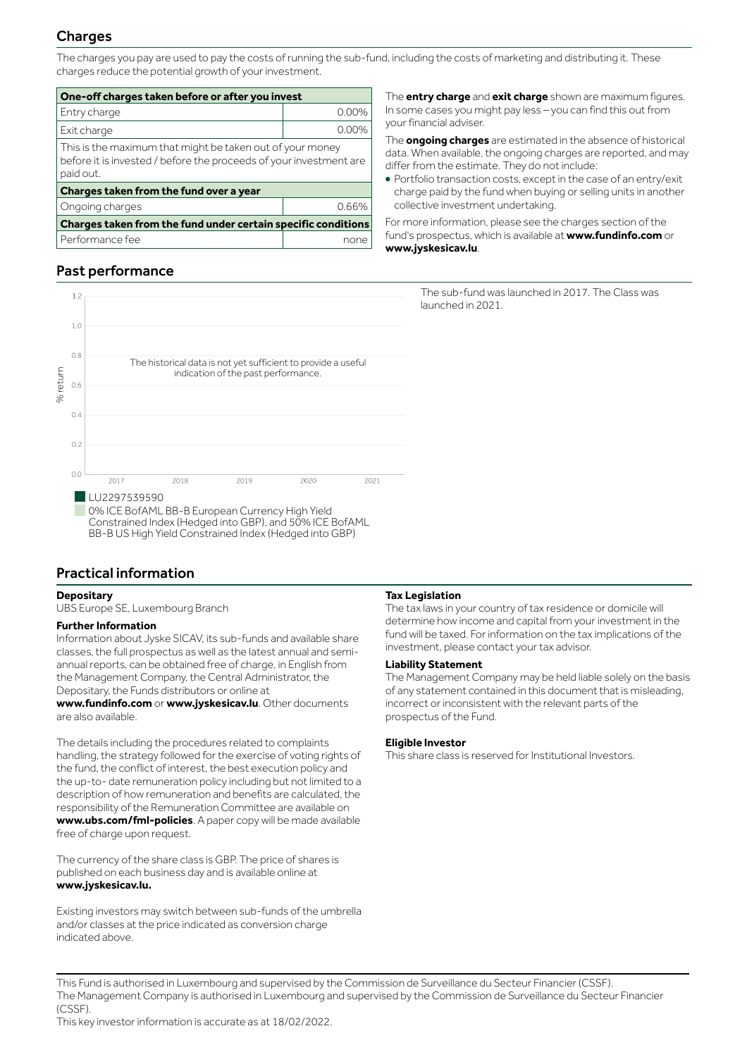## Charges

The charges you pay are used to pay the costs of running the sub-fund, including the costs of marketing and distributing it. These charges reduce the potential growth of your investment.

| **One-off charges taken before or after you invest** | |
|---|---|
| Entry charge | 0.00% |
| Exit charge | 0.00% |
| This is the maximum that might be taken out of your money before it is invested / before the proceeds of your investment are paid out. | |
| **Charges taken from the fund over a year** | |
| Ongoing charges | 0.66% |
| **Charges taken from the fund under certain specific conditions** | |
| Performance fee | none |

The **entry charge** and **exit charge** shown are maximum figures. In some cases you might pay less – you can find this out from your financial adviser.

The **ongoing charges** are estimated in the absence of historical data. When available, the ongoing charges are reported, and may differ from the estimate. They do not include:

- Portfolio transaction costs, except in the case of an entry/exit charge paid by the fund when buying or selling units in another collective investment undertaking.

For more information, please see the charges section of the fund's prospectus, which is available at **www.fundinfo.com** or **www.jyskesicav.lu**.

## Past performance

1.2
1.0
0.8
0.6
0.4
0.2
0.0
% return
2017
2018
2019
2020
2021

The historical data is not yet sufficient to provide a useful indication of the past performance.

LU2297539590
0% ICE BofAML BB-B European Currency High Yield Constrained Index (Hedged into GBP), and 50% ICE BofAML BB-B US High Yield Constrained Index (Hedged into GBP)

The sub-fund was launched in 2017. The Class was launched in 2021.

## Practical information

**Depositary**

UBS Europe SE, Luxembourg Branch

**Further Information**

Information about Jyske SICAV, its sub-funds and available share classes, the full prospectus as well as the latest annual and semi-annual reports, can be obtained free of charge, in English from the Management Company, the Central Administrator, the Depositary, the Funds distributors or online at **www.fundinfo.com** or **www.jyskesicav.lu**. Other documents are also available.

The details including the procedures related to complaints handling, the strategy followed for the exercise of voting rights of the fund, the conflict of interest, the best execution policy and the up-to- date remuneration policy including but not limited to a description of how remuneration and benefits are calculated, the responsibility of the Remuneration Committee are available on **www.ubs.com/fml-policies**. A paper copy will be made available free of charge upon request.

The currency of the share class is GBP. The price of shares is published on each business day and is available online at **www.jyskesicav.lu.**

Existing investors may switch between sub-funds of the umbrella and/or classes at the price indicated as conversion charge indicated above.

**Tax Legislation**

The tax laws in your country of tax residence or domicile will determine how income and capital from your investment in the fund will be taxed. For information on the tax implications of the investment, please contact your tax advisor.

**Liability Statement**

The Management Company may be held liable solely on the basis of any statement contained in this document that is misleading, incorrect or inconsistent with the relevant parts of the prospectus of the Fund.

**Eligible Investor**

This share class is reserved for Institutional Investors.

This Fund is authorised in Luxembourg and supervised by the Commission de Surveillance du Secteur Financier (CSSF).
The Management Company is authorised in Luxembourg and supervised by the Commission de Surveillance du Secteur Financier (CSSF).
This key investor information is accurate as at 18/02/2022.